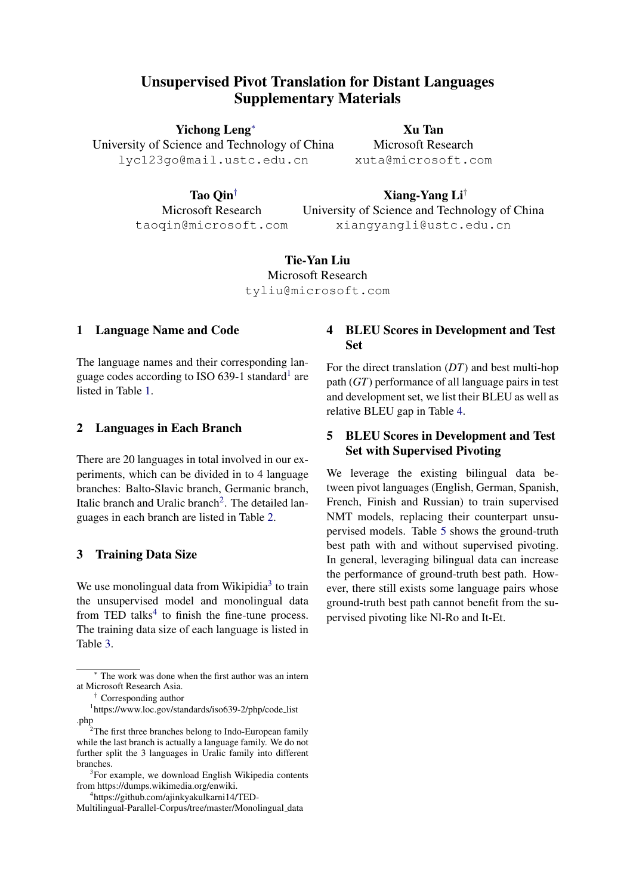# Unsupervised Pivot Translation for Distant Languages Supplementary Materials

**Yichong Leng**[*]
University of Science and Technology of China
lyc123go@mail.ustc.edu.cn

**Xu Tan**
Microsoft Research
xuta@microsoft.com

**Tao Qin**[†]
Microsoft Research
taoqin@microsoft.com

**Xiang-Yang Li**[†]
University of Science and Technology of China
xiangyangli@ustc.edu.cn

**Tie-Yan Liu**
Microsoft Research
tyliu@microsoft.com

## 1 Language Name and Code

The language names and their corresponding language codes according to ISO 639-1 standard[1] are listed in Table 1.

## 2 Languages in Each Branch

There are 20 languages in total involved in our experiments, which can be divided in to 4 language branches: Balto-Slavic branch, Germanic branch, Italic branch and Uralic branch[2]. The detailed languages in each branch are listed in Table 2.

## 3 Training Data Size

We use monolingual data from Wikipidia[3] to train the unsupervised model and monolingual data from TED talks[4] to finish the fine-tune process. The training data size of each language is listed in Table 3.

## 4 BLEU Scores in Development and Test Set

For the direct translation (*DT*) and best multi-hop path (*GT*) performance of all language pairs in test and development set, we list their BLEU as well as relative BLEU gap in Table 4.

## 5 BLEU Scores in Development and Test Set with Supervised Pivoting

We leverage the existing bilingual data between pivot languages (English, German, Spanish, French, Finish and Russian) to train supervised NMT models, replacing their counterpart unsupervised models. Table 5 shows the ground-truth best path with and without supervised pivoting. In general, leveraging bilingual data can increase the performance of ground-truth best path. However, there still exists some language pairs whose ground-truth best path cannot benefit from the supervised pivoting like Nl-Ro and It-Et.

---

[*] The work was done when the first author was an intern at Microsoft Research Asia.

[†] Corresponding author

[1] https://www.loc.gov/standards/iso639-2/php/code_list.php

[2] The first three branches belong to Indo-European family while the last branch is actually a language family. We do not further split the 3 languages in Uralic family into different branches.

[3] For example, we download English Wikipedia contents from https://dumps.wikimedia.org/enwiki.

[4] https://github.com/ajinkyakulkarni14/TED-Multilingual-Parallel-Corpus/tree/master/Monolingual_data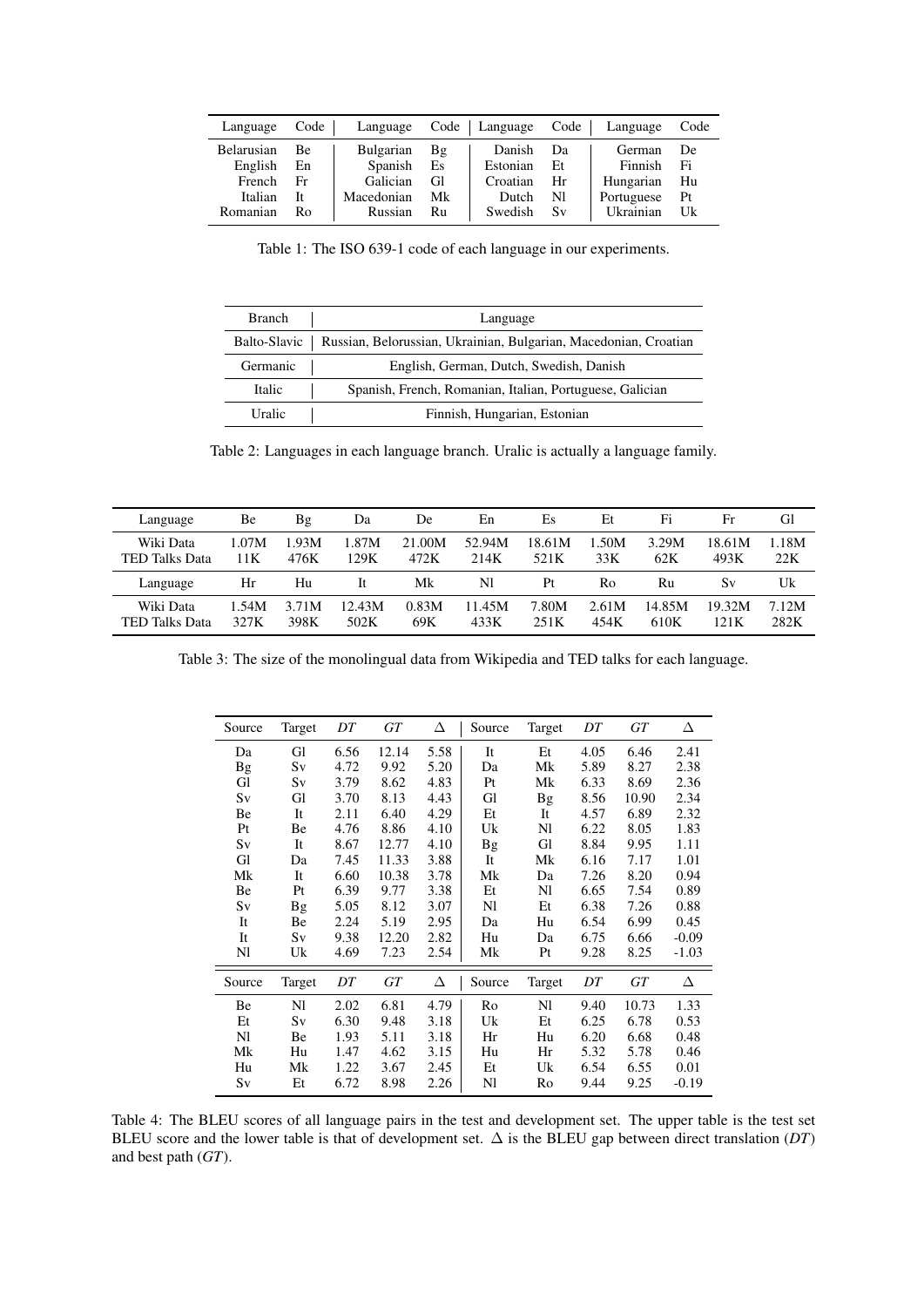| Language | Code | Language | Code | Language | Code | Language | Code |
|---|---|---|---|---|---|---|---|
| Belarusian | Be | Bulgarian | Bg | Danish | Da | German | De |
| English | En | Spanish | Es | Estonian | Et | Finnish | Fi |
| French | Fr | Galician | Gl | Croatian | Hr | Hungarian | Hu |
| Italian | It | Macedonian | Mk | Dutch | Nl | Portuguese | Pt |
| Romanian | Ro | Russian | Ru | Swedish | Sv | Ukrainian | Uk |

Table 1: The ISO 639-1 code of each language in our experiments.

| Branch | Language |
|---|---|
| Balto-Slavic | Russian, Belorussian, Ukrainian, Bulgarian, Macedonian, Croatian |
| Germanic | English, German, Dutch, Swedish, Danish |
| Italic | Spanish, French, Romanian, Italian, Portuguese, Galician |
| Uralic | Finnish, Hungarian, Estonian |

Table 2: Languages in each language branch. Uralic is actually a language family.

| Language | Be | Bg | Da | De | En | Es | Et | Fi | Fr | Gl |
|---|---|---|---|---|---|---|---|---|---|---|
| Wiki Data | 1.07M | 1.93M | 1.87M | 21.00M | 52.94M | 18.61M | 1.50M | 3.29M | 18.61M | 1.18M |
| TED Talks Data | 11K | 476K | 129K | 472K | 214K | 521K | 33K | 62K | 493K | 22K |
| **Language** | **Hr** | **Hu** | **It** | **Mk** | **Nl** | **Pt** | **Ro** | **Ru** | **Sv** | **Uk** |
| Wiki Data | 1.54M | 3.71M | 12.43M | 0.83M | 11.45M | 7.80M | 2.61M | 14.85M | 19.32M | 7.12M |
| TED Talks Data | 327K | 398K | 502K | 69K | 433K | 251K | 454K | 610K | 121K | 282K |

Table 3: The size of the monolingual data from Wikipedia and TED talks for each language.

| Source | Target | *DT* | *GT* | Δ | Source | Target | *DT* | *GT* | Δ |
|---|---|---|---|---|---|---|---|---|---|
| Da | Gl | 6.56 | 12.14 | 5.58 | It | Et | 4.05 | 6.46 | 2.41 |
| Bg | Sv | 4.72 | 9.92 | 5.20 | Da | Mk | 5.89 | 8.27 | 2.38 |
| Gl | Sv | 3.79 | 8.62 | 4.83 | Pt | Mk | 6.33 | 8.69 | 2.36 |
| Sv | Gl | 3.70 | 8.13 | 4.43 | Gl | Bg | 8.56 | 10.90 | 2.34 |
| Be | It | 2.11 | 6.40 | 4.29 | Et | It | 4.57 | 6.89 | 2.32 |
| Pt | Be | 4.76 | 8.86 | 4.10 | Uk | Nl | 6.22 | 8.05 | 1.83 |
| Sv | It | 8.67 | 12.77 | 4.10 | Bg | Gl | 8.84 | 9.95 | 1.11 |
| Gl | Da | 7.45 | 11.33 | 3.88 | It | Mk | 6.16 | 7.17 | 1.01 |
| Mk | It | 6.60 | 10.38 | 3.78 | Mk | Da | 7.26 | 8.20 | 0.94 |
| Be | Pt | 6.39 | 9.77 | 3.38 | Et | Nl | 6.65 | 7.54 | 0.89 |
| Sv | Bg | 5.05 | 8.12 | 3.07 | Nl | Et | 6.38 | 7.26 | 0.88 |
| It | Be | 2.24 | 5.19 | 2.95 | Da | Hu | 6.54 | 6.99 | 0.45 |
| It | Sv | 9.38 | 12.20 | 2.82 | Hu | Da | 6.75 | 6.66 | -0.09 |
| Nl | Uk | 4.69 | 7.23 | 2.54 | Mk | Pt | 9.28 | 8.25 | -1.03 |

| Source | Target | *DT* | *GT* | Δ | Source | Target | *DT* | *GT* | Δ |
|---|---|---|---|---|---|---|---|---|---|
| Be | Nl | 2.02 | 6.81 | 4.79 | Ro | Nl | 9.40 | 10.73 | 1.33 |
| Et | Sv | 6.30 | 9.48 | 3.18 | Uk | Et | 6.25 | 6.78 | 0.53 |
| Nl | Be | 1.93 | 5.11 | 3.18 | Hr | Hu | 6.20 | 6.68 | 0.48 |
| Mk | Hu | 1.47 | 4.62 | 3.15 | Hu | Hr | 5.32 | 5.78 | 0.46 |
| Hu | Mk | 1.22 | 3.67 | 2.45 | Et | Uk | 6.54 | 6.55 | 0.01 |
| Sv | Et | 6.72 | 8.98 | 2.26 | Nl | Ro | 9.44 | 9.25 | -0.19 |

Table 4: The BLEU scores of all language pairs in the test and development set. The upper table is the test set BLEU score and the lower table is that of development set. Δ is the BLEU gap between direct translation (*DT*) and best path (*GT*).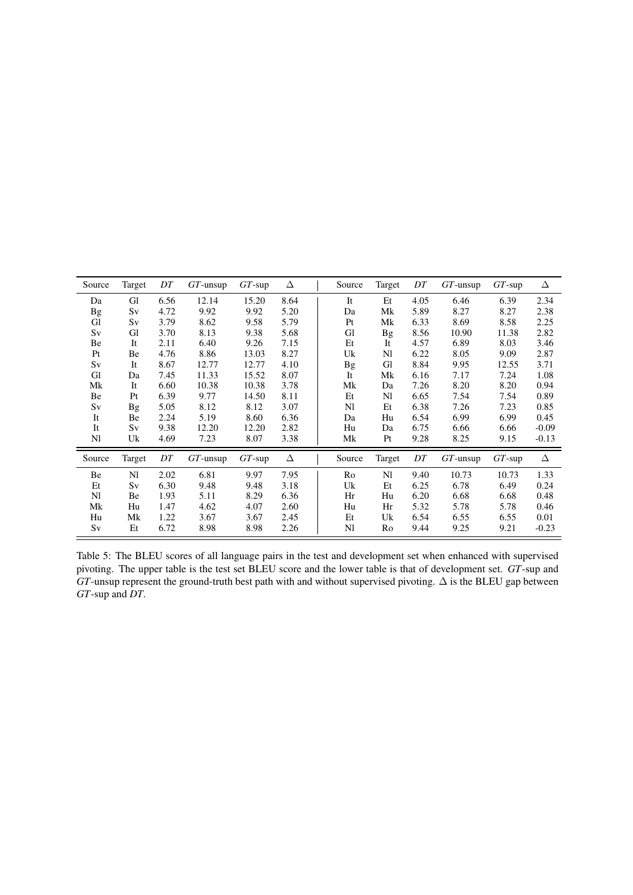| Source | Target | *DT* | *GT*-unsup | *GT*-sup | Δ | Source | Target | *DT* | *GT*-unsup | *GT*-sup | Δ |
|---|---|---|---|---|---|---|---|---|---|---|---|
| Da | Gl | 6.56 | 12.14 | 15.20 | 8.64 | It | Et | 4.05 | 6.46 | 6.39 | 2.34 |
| Bg | Sv | 4.72 | 9.92 | 9.92 | 5.20 | Da | Mk | 5.89 | 8.27 | 8.27 | 2.38 |
| Gl | Sv | 3.79 | 8.62 | 9.58 | 5.79 | Pt | Mk | 6.33 | 8.69 | 8.58 | 2.25 |
| Sv | Gl | 3.70 | 8.13 | 9.38 | 5.68 | Gl | Bg | 8.56 | 10.90 | 11.38 | 2.82 |
| Be | It | 2.11 | 6.40 | 9.26 | 7.15 | Et | It | 4.57 | 6.89 | 8.03 | 3.46 |
| Pt | Be | 4.76 | 8.86 | 13.03 | 8.27 | Uk | Nl | 6.22 | 8.05 | 9.09 | 2.87 |
| Sv | It | 8.67 | 12.77 | 12.77 | 4.10 | Bg | Gl | 8.84 | 9.95 | 12.55 | 3.71 |
| Gl | Da | 7.45 | 11.33 | 15.52 | 8.07 | It | Mk | 6.16 | 7.17 | 7.24 | 1.08 |
| Mk | It | 6.60 | 10.38 | 10.38 | 3.78 | Mk | Da | 7.26 | 8.20 | 8.20 | 0.94 |
| Be | Pt | 6.39 | 9.77 | 14.50 | 8.11 | Et | Nl | 6.65 | 7.54 | 7.54 | 0.89 |
| Sv | Bg | 5.05 | 8.12 | 8.12 | 3.07 | Nl | Et | 6.38 | 7.26 | 7.23 | 0.85 |
| It | Be | 2.24 | 5.19 | 8.60 | 6.36 | Da | Hu | 6.54 | 6.99 | 6.99 | 0.45 |
| It | Sv | 9.38 | 12.20 | 12.20 | 2.82 | Hu | Da | 6.75 | 6.66 | 6.66 | -0.09 |
| Nl | Uk | 4.69 | 7.23 | 8.07 | 3.38 | Mk | Pt | 9.28 | 8.25 | 9.15 | -0.13 |

| Source | Target | *DT* | *GT*-unsup | *GT*-sup | Δ | Source | Target | *DT* | *GT*-unsup | *GT*-sup | Δ |
|---|---|---|---|---|---|---|---|---|---|---|---|
| Be | Nl | 2.02 | 6.81 | 9.97 | 7.95 | Ro | Nl | 9.40 | 10.73 | 10.73 | 1.33 |
| Et | Sv | 6.30 | 9.48 | 9.48 | 3.18 | Uk | Et | 6.25 | 6.78 | 6.49 | 0.24 |
| Nl | Be | 1.93 | 5.11 | 8.29 | 6.36 | Hr | Hu | 6.20 | 6.68 | 6.68 | 0.48 |
| Mk | Hu | 1.47 | 4.62 | 4.07 | 2.60 | Hu | Hr | 5.32 | 5.78 | 5.78 | 0.46 |
| Hu | Mk | 1.22 | 3.67 | 3.67 | 2.45 | Et | Uk | 6.54 | 6.55 | 6.55 | 0.01 |
| Sv | Et | 6.72 | 8.98 | 8.98 | 2.26 | Nl | Ro | 9.44 | 9.25 | 9.21 | -0.23 |

Table 5: The BLEU scores of all language pairs in the test and development set when enhanced with supervised pivoting. The upper table is the test set BLEU score and the lower table is that of development set. *GT*-sup and *GT*-unsup represent the ground-truth best path with and without supervised pivoting. Δ is the BLEU gap between *GT*-sup and *DT*.